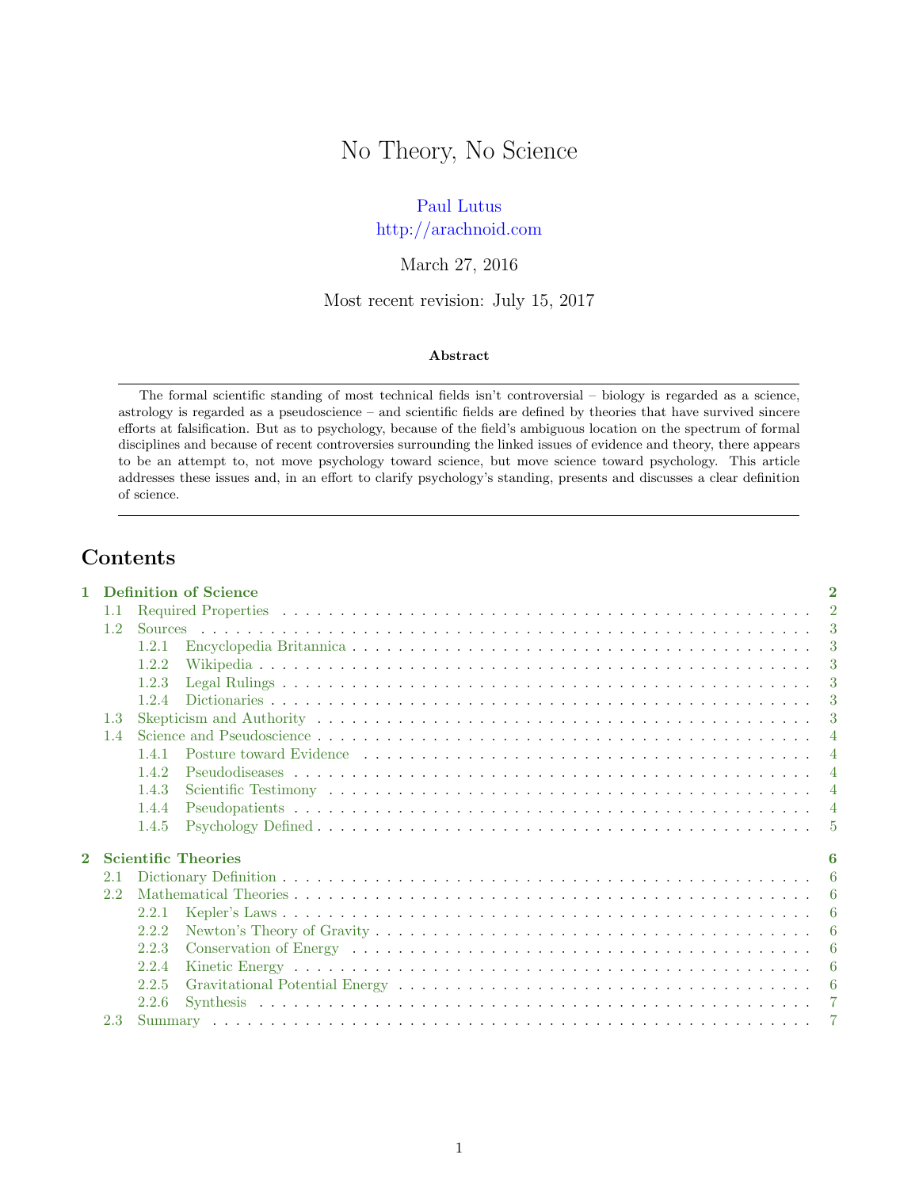# No Theory, No Science

Paul Lutus
http://arachnoid.com

March 27, 2016

Most recent revision: July 15, 2017

**Abstract**

The formal scientific standing of most technical fields isn't controversial – biology is regarded as a science, astrology is regarded as a pseudoscience – and scientific fields are defined by theories that have survived sincere efforts at falsification. But as to psychology, because of the field's ambiguous location on the spectrum of formal disciplines and because of recent controversies surrounding the linked issues of evidence and theory, there appears to be an attempt to, not move psychology toward science, but move science toward psychology. This article addresses these issues and, in an effort to clarify psychology's standing, presents and discusses a clear definition of science.

## Contents

- **1 Definition of Science** — 2
  - 1.1 Required Properties — 2
  - 1.2 Sources — 3
    - 1.2.1 Encyclopedia Britannica — 3
    - 1.2.2 Wikipedia — 3
    - 1.2.3 Legal Rulings — 3
    - 1.2.4 Dictionaries — 3
  - 1.3 Skepticism and Authority — 3
  - 1.4 Science and Pseudoscience — 4
    - 1.4.1 Posture toward Evidence — 4
    - 1.4.2 Pseudodiseases — 4
    - 1.4.3 Scientific Testimony — 4
    - 1.4.4 Pseudopatients — 4
    - 1.4.5 Psychology Defined — 5
- **2 Scientific Theories** — 6
  - 2.1 Dictionary Definition — 6
  - 2.2 Mathematical Theories — 6
    - 2.2.1 Kepler's Laws — 6
    - 2.2.2 Newton's Theory of Gravity — 6
    - 2.2.3 Conservation of Energy — 6
    - 2.2.4 Kinetic Energy — 6
    - 2.2.5 Gravitational Potential Energy — 6
    - 2.2.6 Synthesis — 7
  - 2.3 Summary — 7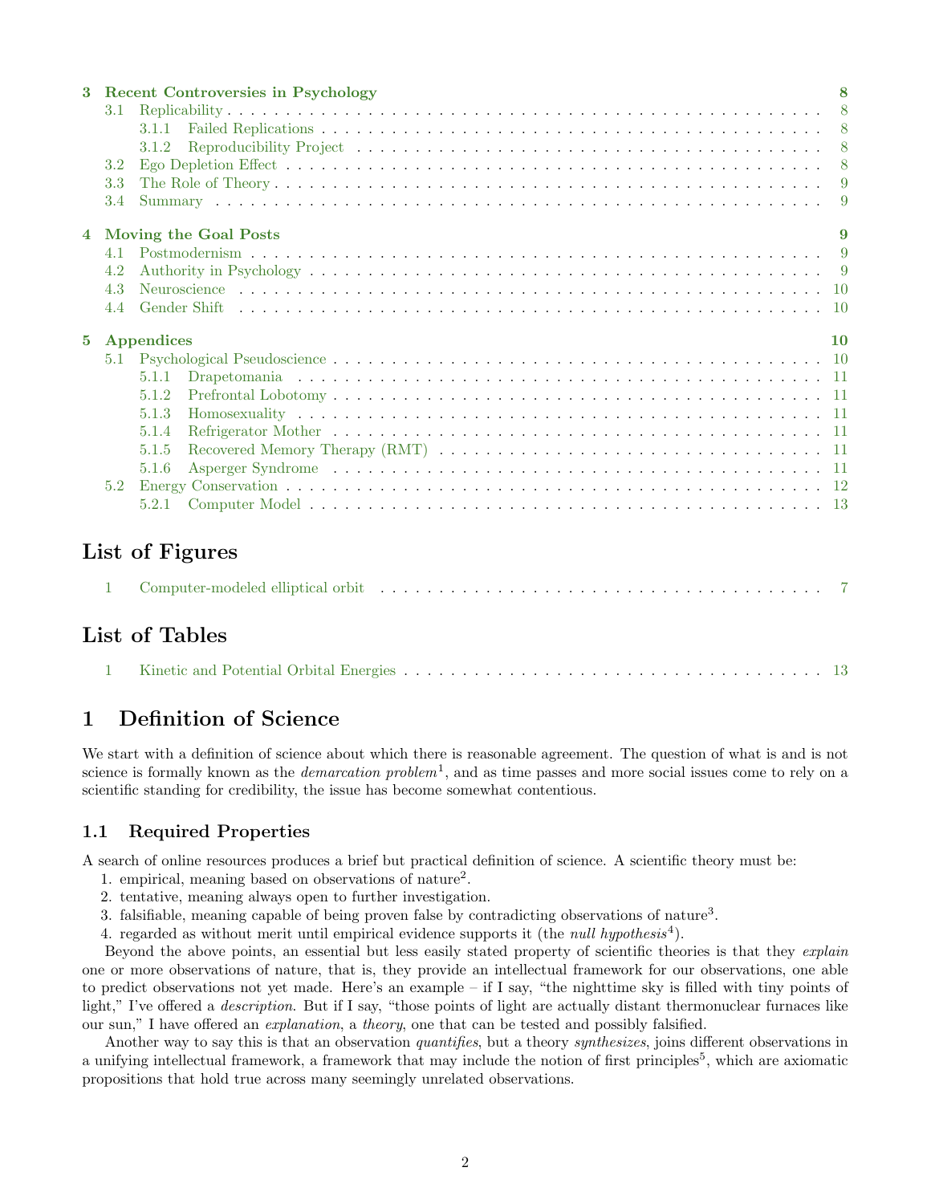3 Recent Controversies in Psychology 8
- 3.1 Replicability 8
  - 3.1.1 Failed Replications 8
  - 3.1.2 Reproducibility Project 8
- 3.2 Ego Depletion Effect 8
- 3.3 The Role of Theory 9
- 3.4 Summary 9

4 Moving the Goal Posts 9
- 4.1 Postmodernism 9
- 4.2 Authority in Psychology 9
- 4.3 Neuroscience 10
- 4.4 Gender Shift 10

5 Appendices 10
- 5.1 Psychological Pseudoscience 10
  - 5.1.1 Drapetomania 11
  - 5.1.2 Prefrontal Lobotomy 11
  - 5.1.3 Homosexuality 11
  - 5.1.4 Refrigerator Mother 11
  - 5.1.5 Recovered Memory Therapy (RMT) 11
  - 5.1.6 Asperger Syndrome 11
- 5.2 Energy Conservation 12
  - 5.2.1 Computer Model 13

## List of Figures

1 Computer-modeled elliptical orbit 7

## List of Tables

1 Kinetic and Potential Orbital Energies 13

# 1 Definition of Science

We start with a definition of science about which there is reasonable agreement. The question of what is and is not science is formally known as the *demarcation problem*[1], and as time passes and more social issues come to rely on a scientific standing for credibility, the issue has become somewhat contentious.

## 1.1 Required Properties

A search of online resources produces a brief but practical definition of science. A scientific theory must be:

1. empirical, meaning based on observations of nature[2].
2. tentative, meaning always open to further investigation.
3. falsifiable, meaning capable of being proven false by contradicting observations of nature[3].
4. regarded as without merit until empirical evidence supports it (the *null hypothesis*[4]).

Beyond the above points, an essential but less easily stated property of scientific theories is that they *explain* one or more observations of nature, that is, they provide an intellectual framework for our observations, one able to predict observations not yet made. Here's an example – if I say, "the nighttime sky is filled with tiny points of light," I've offered a *description*. But if I say, "those points of light are actually distant thermonuclear furnaces like our sun," I have offered an *explanation*, a *theory*, one that can be tested and possibly falsified.

Another way to say this is that an observation *quantifies*, but a theory *synthesizes*, joins different observations in a unifying intellectual framework, a framework that may include the notion of first principles[5], which are axiomatic propositions that hold true across many seemingly unrelated observations.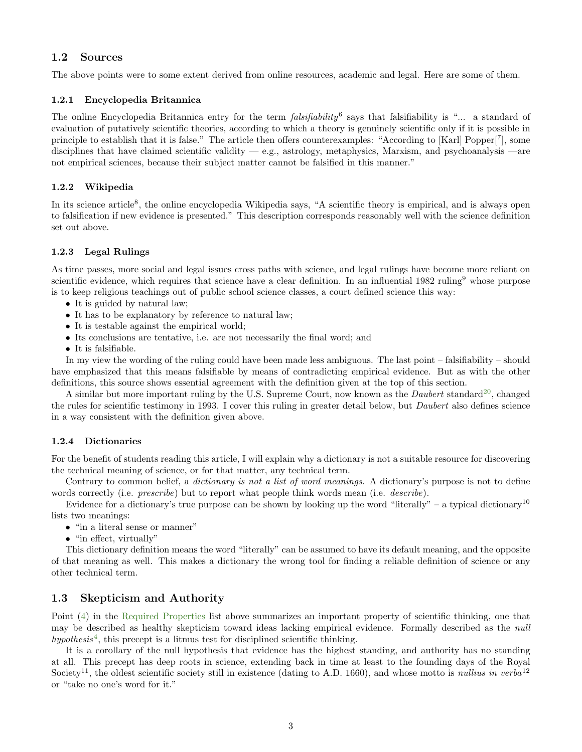## 1.2 Sources

The above points were to some extent derived from online resources, academic and legal. Here are some of them.

### 1.2.1 Encyclopedia Britannica

The online Encyclopedia Britannica entry for the term *falsifiability*[6] says that falsifiability is "... a standard of evaluation of putatively scientific theories, according to which a theory is genuinely scientific only if it is possible in principle to establish that it is false." The article then offers counterexamples: "According to [Karl] Popper[[7]], some disciplines that have claimed scientific validity — e.g., astrology, metaphysics, Marxism, and psychoanalysis —are not empirical sciences, because their subject matter cannot be falsified in this manner."

### 1.2.2 Wikipedia

In its science article[8], the online encyclopedia Wikipedia says, "A scientific theory is empirical, and is always open to falsification if new evidence is presented." This description corresponds reasonably well with the science definition set out above.

### 1.2.3 Legal Rulings

As time passes, more social and legal issues cross paths with science, and legal rulings have become more reliant on scientific evidence, which requires that science have a clear definition. In an influential 1982 ruling[9] whose purpose is to keep religious teachings out of public school science classes, a court defined science this way:

- It is guided by natural law;
- It has to be explanatory by reference to natural law;
- It is testable against the empirical world;
- Its conclusions are tentative, i.e. are not necessarily the final word; and
- It is falsifiable.

In my view the wording of the ruling could have been made less ambiguous. The last point – falsifiability – should have emphasized that this means falsifiable by means of contradicting empirical evidence. But as with the other definitions, this source shows essential agreement with the definition given at the top of this section.

A similar but more important ruling by the U.S. Supreme Court, now known as the *Daubert* standard[20], changed the rules for scientific testimony in 1993. I cover this ruling in greater detail below, but *Daubert* also defines science in a way consistent with the definition given above.

### 1.2.4 Dictionaries

For the benefit of students reading this article, I will explain why a dictionary is not a suitable resource for discovering the technical meaning of science, or for that matter, any technical term.

Contrary to common belief, a *dictionary is not a list of word meanings*. A dictionary's purpose is not to define words correctly (i.e. *prescribe*) but to report what people think words mean (i.e. *describe*).

Evidence for a dictionary's true purpose can be shown by looking up the word "literally" – a typical dictionary[10] lists two meanings:

- "in a literal sense or manner"
- "in effect, virtually"

This dictionary definition means the word "literally" can be assumed to have its default meaning, and the opposite of that meaning as well. This makes a dictionary the wrong tool for finding a reliable definition of science or any other technical term.

## 1.3 Skepticism and Authority

Point (4) in the Required Properties list above summarizes an important property of scientific thinking, one that may be described as healthy skepticism toward ideas lacking empirical evidence. Formally described as the *null hypothesis*[4], this precept is a litmus test for disciplined scientific thinking.

It is a corollary of the null hypothesis that evidence has the highest standing, and authority has no standing at all. This precept has deep roots in science, extending back in time at least to the founding days of the Royal Society[11], the oldest scientific society still in existence (dating to A.D. 1660), and whose motto is *nullius in verba*[12] or "take no one's word for it."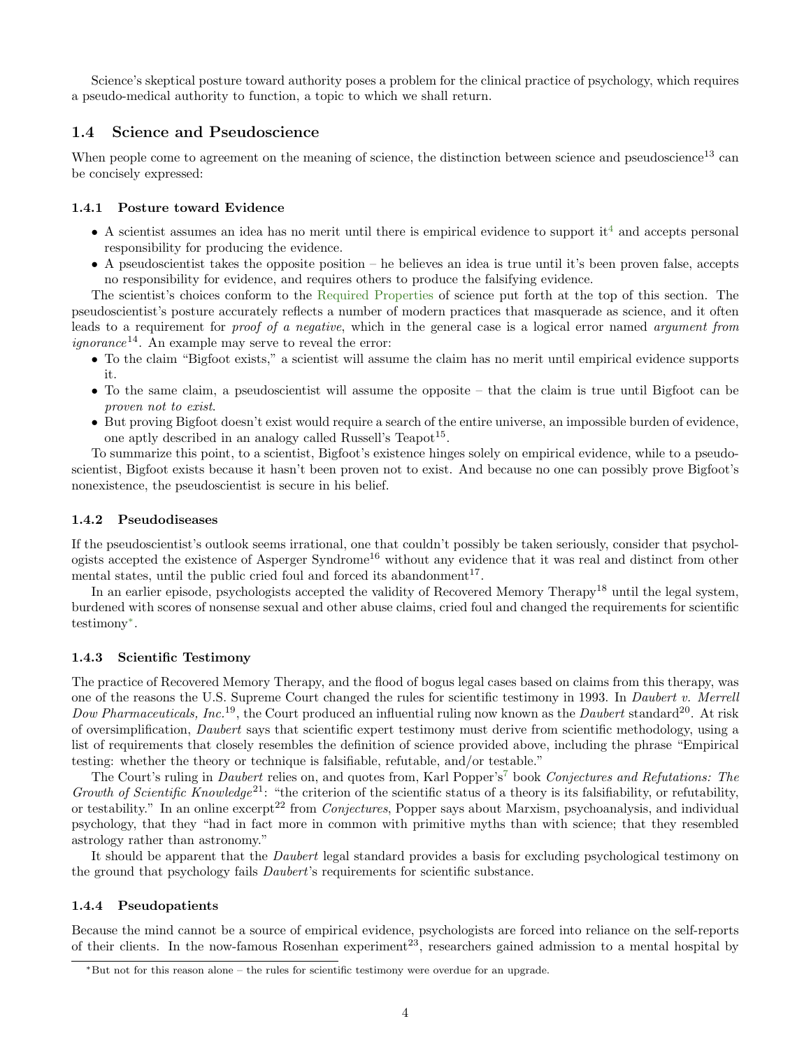Science's skeptical posture toward authority poses a problem for the clinical practice of psychology, which requires a pseudo-medical authority to function, a topic to which we shall return.

## 1.4 Science and Pseudoscience

When people come to agreement on the meaning of science, the distinction between science and pseudoscience[13] can be concisely expressed:

### 1.4.1 Posture toward Evidence

- A scientist assumes an idea has no merit until there is empirical evidence to support it[4] and accepts personal responsibility for producing the evidence.
- A pseudoscientist takes the opposite position – he believes an idea is true until it's been proven false, accepts no responsibility for evidence, and requires others to produce the falsifying evidence.

The scientist's choices conform to the Required Properties of science put forth at the top of this section. The pseudoscientist's posture accurately reflects a number of modern practices that masquerade as science, and it often leads to a requirement for *proof of a negative*, which in the general case is a logical error named *argument from ignorance*[14]. An example may serve to reveal the error:

- To the claim "Bigfoot exists," a scientist will assume the claim has no merit until empirical evidence supports it.
- To the same claim, a pseudoscientist will assume the opposite – that the claim is true until Bigfoot can be *proven not to exist*.
- But proving Bigfoot doesn't exist would require a search of the entire universe, an impossible burden of evidence, one aptly described in an analogy called Russell's Teapot[15].

To summarize this point, to a scientist, Bigfoot's existence hinges solely on empirical evidence, while to a pseudoscientist, Bigfoot exists because it hasn't been proven not to exist. And because no one can possibly prove Bigfoot's nonexistence, the pseudoscientist is secure in his belief.

### 1.4.2 Pseudodiseases

If the pseudoscientist's outlook seems irrational, one that couldn't possibly be taken seriously, consider that psychologists accepted the existence of Asperger Syndrome[16] without any evidence that it was real and distinct from other mental states, until the public cried foul and forced its abandonment[17].

In an earlier episode, psychologists accepted the validity of Recovered Memory Therapy[18] until the legal system, burdened with scores of nonsense sexual and other abuse claims, cried foul and changed the requirements for scientific testimony[*].

### 1.4.3 Scientific Testimony

The practice of Recovered Memory Therapy, and the flood of bogus legal cases based on claims from this therapy, was one of the reasons the U.S. Supreme Court changed the rules for scientific testimony in 1993. In *Daubert v. Merrell Dow Pharmaceuticals, Inc.*[19], the Court produced an influential ruling now known as the *Daubert* standard[20]. At risk of oversimplification, *Daubert* says that scientific expert testimony must derive from scientific methodology, using a list of requirements that closely resembles the definition of science provided above, including the phrase "Empirical testing: whether the theory or technique is falsifiable, refutable, and/or testable."

The Court's ruling in *Daubert* relies on, and quotes from, Karl Popper's[7] book *Conjectures and Refutations: The Growth of Scientific Knowledge*[21]: "the criterion of the scientific status of a theory is its falsifiability, or refutability, or testability." In an online excerpt[22] from *Conjectures*, Popper says about Marxism, psychoanalysis, and individual psychology, that they "had in fact more in common with primitive myths than with science; that they resembled astrology rather than astronomy."

It should be apparent that the *Daubert* legal standard provides a basis for excluding psychological testimony on the ground that psychology fails *Daubert*'s requirements for scientific substance.

### 1.4.4 Pseudopatients

Because the mind cannot be a source of empirical evidence, psychologists are forced into reliance on the self-reports of their clients. In the now-famous Rosenhan experiment[23], researchers gained admission to a mental hospital by

---

[*] But not for this reason alone – the rules for scientific testimony were overdue for an upgrade.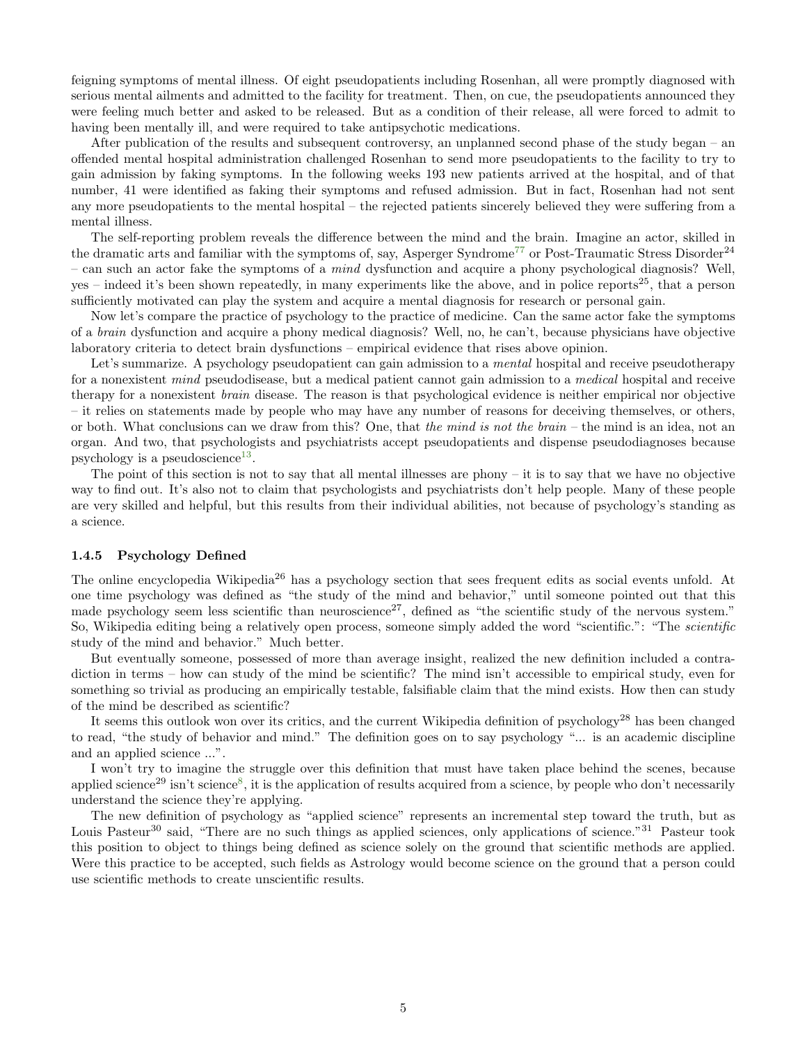feigning symptoms of mental illness. Of eight pseudopatients including Rosenhan, all were promptly diagnosed with serious mental ailments and admitted to the facility for treatment. Then, on cue, the pseudopatients announced they were feeling much better and asked to be released. But as a condition of their release, all were forced to admit to having been mentally ill, and were required to take antipsychotic medications.

After publication of the results and subsequent controversy, an unplanned second phase of the study began – an offended mental hospital administration challenged Rosenhan to send more pseudopatients to the facility to try to gain admission by faking symptoms. In the following weeks 193 new patients arrived at the hospital, and of that number, 41 were identified as faking their symptoms and refused admission. But in fact, Rosenhan had not sent any more pseudopatients to the mental hospital – the rejected patients sincerely believed they were suffering from a mental illness.

The self-reporting problem reveals the difference between the mind and the brain. Imagine an actor, skilled in the dramatic arts and familiar with the symptoms of, say, Asperger Syndrome[77] or Post-Traumatic Stress Disorder[24] – can such an actor fake the symptoms of a *mind* dysfunction and acquire a phony psychological diagnosis? Well, yes – indeed it's been shown repeatedly, in many experiments like the above, and in police reports[25], that a person sufficiently motivated can play the system and acquire a mental diagnosis for research or personal gain.

Now let's compare the practice of psychology to the practice of medicine. Can the same actor fake the symptoms of a *brain* dysfunction and acquire a phony medical diagnosis? Well, no, he can't, because physicians have objective laboratory criteria to detect brain dysfunctions – empirical evidence that rises above opinion.

Let's summarize. A psychology pseudopatient can gain admission to a *mental* hospital and receive pseudotherapy for a nonexistent *mind* pseudodisease, but a medical patient cannot gain admission to a *medical* hospital and receive therapy for a nonexistent *brain* disease. The reason is that psychological evidence is neither empirical nor objective – it relies on statements made by people who may have any number of reasons for deceiving themselves, or others, or both. What conclusions can we draw from this? One, that *the mind is not the brain* – the mind is an idea, not an organ. And two, that psychologists and psychiatrists accept pseudopatients and dispense pseudodiagnoses because psychology is a pseudoscience[13].

The point of this section is not to say that all mental illnesses are phony – it is to say that we have no objective way to find out. It's also not to claim that psychologists and psychiatrists don't help people. Many of these people are very skilled and helpful, but this results from their individual abilities, not because of psychology's standing as a science.

### 1.4.5 Psychology Defined

The online encyclopedia Wikipedia[26] has a psychology section that sees frequent edits as social events unfold. At one time psychology was defined as "the study of the mind and behavior," until someone pointed out that this made psychology seem less scientific than neuroscience[27], defined as "the scientific study of the nervous system." So, Wikipedia editing being a relatively open process, someone simply added the word "scientific.": "The *scientific* study of the mind and behavior." Much better.

But eventually someone, possessed of more than average insight, realized the new definition included a contradiction in terms – how can study of the mind be scientific? The mind isn't accessible to empirical study, even for something so trivial as producing an empirically testable, falsifiable claim that the mind exists. How then can study of the mind be described as scientific?

It seems this outlook won over its critics, and the current Wikipedia definition of psychology[28] has been changed to read, "the study of behavior and mind." The definition goes on to say psychology "... is an academic discipline and an applied science ...".

I won't try to imagine the struggle over this definition that must have taken place behind the scenes, because applied science[29] isn't science[8], it is the application of results acquired from a science, by people who don't necessarily understand the science they're applying.

The new definition of psychology as "applied science" represents an incremental step toward the truth, but as Louis Pasteur[30] said, "There are no such things as applied sciences, only applications of science."[31] Pasteur took this position to object to things being defined as science solely on the ground that scientific methods are applied. Were this practice to be accepted, such fields as Astrology would become science on the ground that a person could use scientific methods to create unscientific results.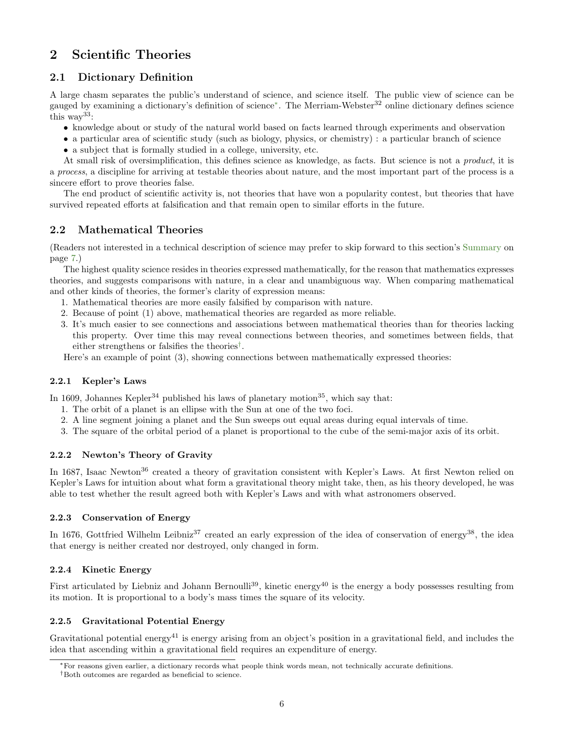# 2 Scientific Theories

## 2.1 Dictionary Definition

A large chasm separates the public's understand of science, and science itself. The public view of science can be gauged by examining a dictionary's definition of science[*]. The Merriam-Webster[32] online dictionary defines science this way[33]:

- knowledge about or study of the natural world based on facts learned through experiments and observation
- a particular area of scientific study (such as biology, physics, or chemistry) : a particular branch of science
- a subject that is formally studied in a college, university, etc.

At small risk of oversimplification, this defines science as knowledge, as facts. But science is not a *product*, it is a *process*, a discipline for arriving at testable theories about nature, and the most important part of the process is a sincere effort to prove theories false.

The end product of scientific activity is, not theories that have won a popularity contest, but theories that have survived repeated efforts at falsification and that remain open to similar efforts in the future.

## 2.2 Mathematical Theories

(Readers not interested in a technical description of science may prefer to skip forward to this section's Summary on page 7.)

The highest quality science resides in theories expressed mathematically, for the reason that mathematics expresses theories, and suggests comparisons with nature, in a clear and unambiguous way. When comparing mathematical and other kinds of theories, the former's clarity of expression means:

1. Mathematical theories are more easily falsified by comparison with nature.
2. Because of point (1) above, mathematical theories are regarded as more reliable.
3. It's much easier to see connections and associations between mathematical theories than for theories lacking this property. Over time this may reveal connections between theories, and sometimes between fields, that either strengthens or falsifies the theories[†].

Here's an example of point (3), showing connections between mathematically expressed theories:

### 2.2.1 Kepler's Laws

In 1609, Johannes Kepler[34] published his laws of planetary motion[35], which say that:

1. The orbit of a planet is an ellipse with the Sun at one of the two foci.
2. A line segment joining a planet and the Sun sweeps out equal areas during equal intervals of time.
3. The square of the orbital period of a planet is proportional to the cube of the semi-major axis of its orbit.

### 2.2.2 Newton's Theory of Gravity

In 1687, Isaac Newton[36] created a theory of gravitation consistent with Kepler's Laws. At first Newton relied on Kepler's Laws for intuition about what form a gravitational theory might take, then, as his theory developed, he was able to test whether the result agreed both with Kepler's Laws and with what astronomers observed.

### 2.2.3 Conservation of Energy

In 1676, Gottfried Wilhelm Leibniz[37] created an early expression of the idea of conservation of energy[38], the idea that energy is neither created nor destroyed, only changed in form.

### 2.2.4 Kinetic Energy

First articulated by Liebniz and Johann Bernoulli[39], kinetic energy[40] is the energy a body possesses resulting from its motion. It is proportional to a body's mass times the square of its velocity.

### 2.2.5 Gravitational Potential Energy

Gravitational potential energy[41] is energy arising from an object's position in a gravitational field, and includes the idea that ascending within a gravitational field requires an expenditure of energy.

---

[*] For reasons given earlier, a dictionary records what people think words mean, not technically accurate definitions.

[†] Both outcomes are regarded as beneficial to science.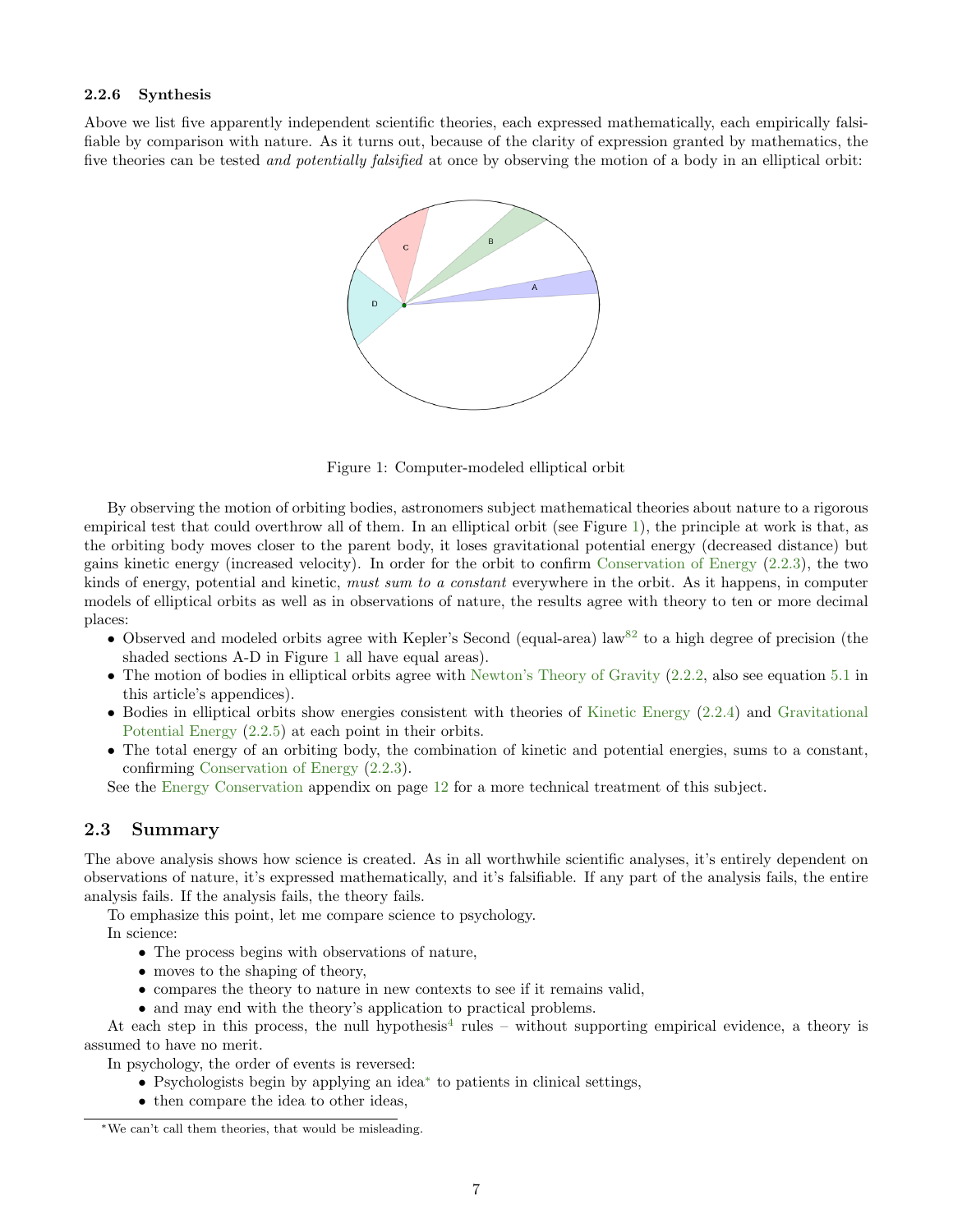### 2.2.6 Synthesis

Above we list five apparently independent scientific theories, each expressed mathematically, each empirically falsifiable by comparison with nature. As it turns out, because of the clarity of expression granted by mathematics, the five theories can be tested *and potentially falsified* at once by observing the motion of a body in an elliptical orbit:

Figure 1: Computer-modeled elliptical orbit

By observing the motion of orbiting bodies, astronomers subject mathematical theories about nature to a rigorous empirical test that could overthrow all of them. In an elliptical orbit (see Figure 1), the principle at work is that, as the orbiting body moves closer to the parent body, it loses gravitational potential energy (decreased distance) but gains kinetic energy (increased velocity). In order for the orbit to confirm Conservation of Energy (2.2.3), the two kinds of energy, potential and kinetic, *must sum to a constant* everywhere in the orbit. As it happens, in computer models of elliptical orbits as well as in observations of nature, the results agree with theory to ten or more decimal places:

- Observed and modeled orbits agree with Kepler's Second (equal-area) law[82] to a high degree of precision (the shaded sections A-D in Figure 1 all have equal areas).
- The motion of bodies in elliptical orbits agree with Newton's Theory of Gravity (2.2.2, also see equation 5.1 in this article's appendices).
- Bodies in elliptical orbits show energies consistent with theories of Kinetic Energy (2.2.4) and Gravitational Potential Energy (2.2.5) at each point in their orbits.
- The total energy of an orbiting body, the combination of kinetic and potential energies, sums to a constant, confirming Conservation of Energy (2.2.3).

See the Energy Conservation appendix on page 12 for a more technical treatment of this subject.

## 2.3 Summary

The above analysis shows how science is created. As in all worthwhile scientific analyses, it's entirely dependent on observations of nature, it's expressed mathematically, and it's falsifiable. If any part of the analysis fails, the entire analysis fails. If the analysis fails, the theory fails.

To emphasize this point, let me compare science to psychology.

In science:

- The process begins with observations of nature,
- moves to the shaping of theory,
- compares the theory to nature in new contexts to see if it remains valid,
- and may end with the theory's application to practical problems.

At each step in this process, the null hypothesis[4] rules – without supporting empirical evidence, a theory is assumed to have no merit.

In psychology, the order of events is reversed:

- Psychologists begin by applying an idea[*] to patients in clinical settings,
- then compare the idea to other ideas,

[*] We can't call them theories, that would be misleading.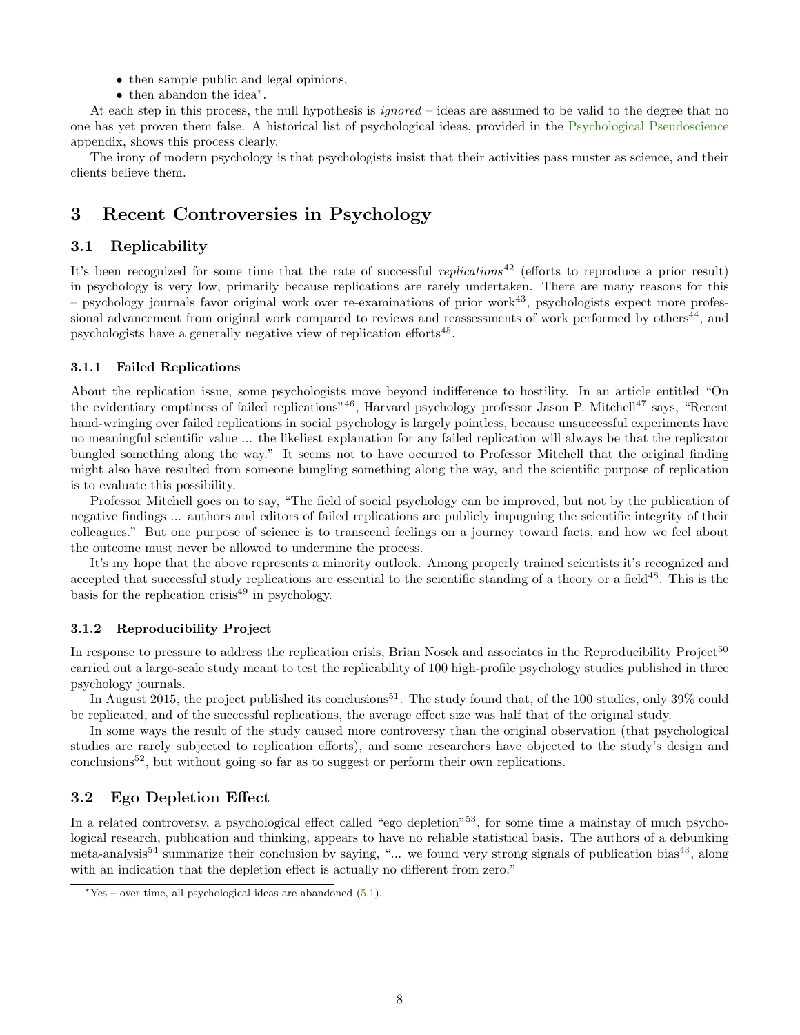- then sample public and legal opinions,
- then abandon the idea*.

At each step in this process, the null hypothesis is *ignored* – ideas are assumed to be valid to the degree that no one has yet proven them false. A historical list of psychological ideas, provided in the Psychological Pseudoscience appendix, shows this process clearly.

The irony of modern psychology is that psychologists insist that their activities pass muster as science, and their clients believe them.

# 3 Recent Controversies in Psychology

## 3.1 Replicability

It's been recognized for some time that the rate of successful *replications*[42] (efforts to reproduce a prior result) in psychology is very low, primarily because replications are rarely undertaken. There are many reasons for this – psychology journals favor original work over re-examinations of prior work[43], psychologists expect more professional advancement from original work compared to reviews and reassessments of work performed by others[44], and psychologists have a generally negative view of replication efforts[45].

### 3.1.1 Failed Replications

About the replication issue, some psychologists move beyond indifference to hostility. In an article entitled "On the evidentiary emptiness of failed replications"[46], Harvard psychology professor Jason P. Mitchell[47] says, "Recent hand-wringing over failed replications in social psychology is largely pointless, because unsuccessful experiments have no meaningful scientific value ... the likeliest explanation for any failed replication will always be that the replicator bungled something along the way." It seems not to have occurred to Professor Mitchell that the original finding might also have resulted from someone bungling something along the way, and the scientific purpose of replication is to evaluate this possibility.

Professor Mitchell goes on to say, "The field of social psychology can be improved, but not by the publication of negative findings ... authors and editors of failed replications are publicly impugning the scientific integrity of their colleagues." But one purpose of science is to transcend feelings on a journey toward facts, and how we feel about the outcome must never be allowed to undermine the process.

It's my hope that the above represents a minority outlook. Among properly trained scientists it's recognized and accepted that successful study replications are essential to the scientific standing of a theory or a field[48]. This is the basis for the replication crisis[49] in psychology.

### 3.1.2 Reproducibility Project

In response to pressure to address the replication crisis, Brian Nosek and associates in the Reproducibility Project[50] carried out a large-scale study meant to test the replicability of 100 high-profile psychology studies published in three psychology journals.

In August 2015, the project published its conclusions[51]. The study found that, of the 100 studies, only 39% could be replicated, and of the successful replications, the average effect size was half that of the original study.

In some ways the result of the study caused more controversy than the original observation (that psychological studies are rarely subjected to replication efforts), and some researchers have objected to the study's design and conclusions[52], but without going so far as to suggest or perform their own replications.

## 3.2 Ego Depletion Effect

In a related controversy, a psychological effect called "ego depletion"[53], for some time a mainstay of much psychological research, publication and thinking, appears to have no reliable statistical basis. The authors of a debunking meta-analysis[54] summarize their conclusion by saying, "... we found very strong signals of publication bias[43], along with an indication that the depletion effect is actually no different from zero."

*Yes – over time, all psychological ideas are abandoned (5.1).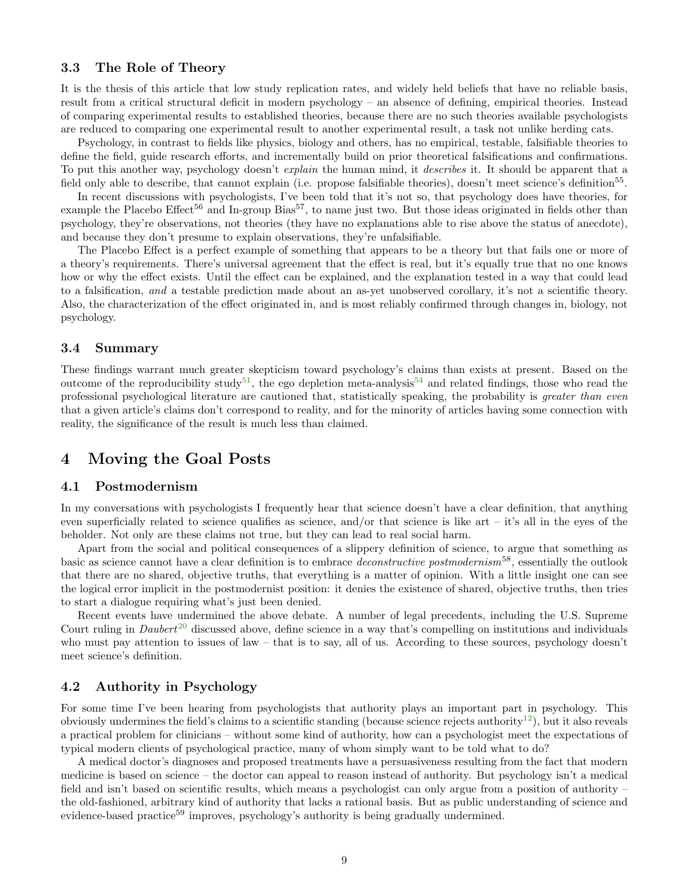### 3.3 The Role of Theory

It is the thesis of this article that low study replication rates, and widely held beliefs that have no reliable basis, result from a critical structural deficit in modern psychology – an absence of defining, empirical theories. Instead of comparing experimental results to established theories, because there are no such theories available psychologists are reduced to comparing one experimental result to another experimental result, a task not unlike herding cats.

Psychology, in contrast to fields like physics, biology and others, has no empirical, testable, falsifiable theories to define the field, guide research efforts, and incrementally build on prior theoretical falsifications and confirmations. To put this another way, psychology doesn't *explain* the human mind, it *describes* it. It should be apparent that a field only able to describe, that cannot explain (i.e. propose falsifiable theories), doesn't meet science's definition[55].

In recent discussions with psychologists, I've been told that it's not so, that psychology does have theories, for example the Placebo Effect[56] and In-group Bias[57], to name just two. But those ideas originated in fields other than psychology, they're observations, not theories (they have no explanations able to rise above the status of anecdote), and because they don't presume to explain observations, they're unfalsifiable.

The Placebo Effect is a perfect example of something that appears to be a theory but that fails one or more of a theory's requirements. There's universal agreement that the effect is real, but it's equally true that no one knows how or why the effect exists. Until the effect can be explained, and the explanation tested in a way that could lead to a falsification, *and* a testable prediction made about an as-yet unobserved corollary, it's not a scientific theory. Also, the characterization of the effect originated in, and is most reliably confirmed through changes in, biology, not psychology.

### 3.4 Summary

These findings warrant much greater skepticism toward psychology's claims than exists at present. Based on the outcome of the reproducibility study[51], the ego depletion meta-analysis[54] and related findings, those who read the professional psychological literature are cautioned that, statistically speaking, the probability is *greater than even* that a given article's claims don't correspond to reality, and for the minority of articles having some connection with reality, the significance of the result is much less than claimed.

## 4 Moving the Goal Posts

### 4.1 Postmodernism

In my conversations with psychologists I frequently hear that science doesn't have a clear definition, that anything even superficially related to science qualifies as science, and/or that science is like art – it's all in the eyes of the beholder. Not only are these claims not true, but they can lead to real social harm.

Apart from the social and political consequences of a slippery definition of science, to argue that something as basic as science cannot have a clear definition is to embrace *deconstructive postmodernism*[58], essentially the outlook that there are no shared, objective truths, that everything is a matter of opinion. With a little insight one can see the logical error implicit in the postmodernist position: it denies the existence of shared, objective truths, then tries to start a dialogue requiring what's just been denied.

Recent events have undermined the above debate. A number of legal precedents, including the U.S. Supreme Court ruling in *Daubert*[20] discussed above, define science in a way that's compelling on institutions and individuals who must pay attention to issues of law – that is to say, all of us. According to these sources, psychology doesn't meet science's definition.

### 4.2 Authority in Psychology

For some time I've been hearing from psychologists that authority plays an important part in psychology. This obviously undermines the field's claims to a scientific standing (because science rejects authority[12]), but it also reveals a practical problem for clinicians – without some kind of authority, how can a psychologist meet the expectations of typical modern clients of psychological practice, many of whom simply want to be told what to do?

A medical doctor's diagnoses and proposed treatments have a persuasiveness resulting from the fact that modern medicine is based on science – the doctor can appeal to reason instead of authority. But psychology isn't a medical field and isn't based on scientific results, which means a psychologist can only argue from a position of authority – the old-fashioned, arbitrary kind of authority that lacks a rational basis. But as public understanding of science and evidence-based practice[59] improves, psychology's authority is being gradually undermined.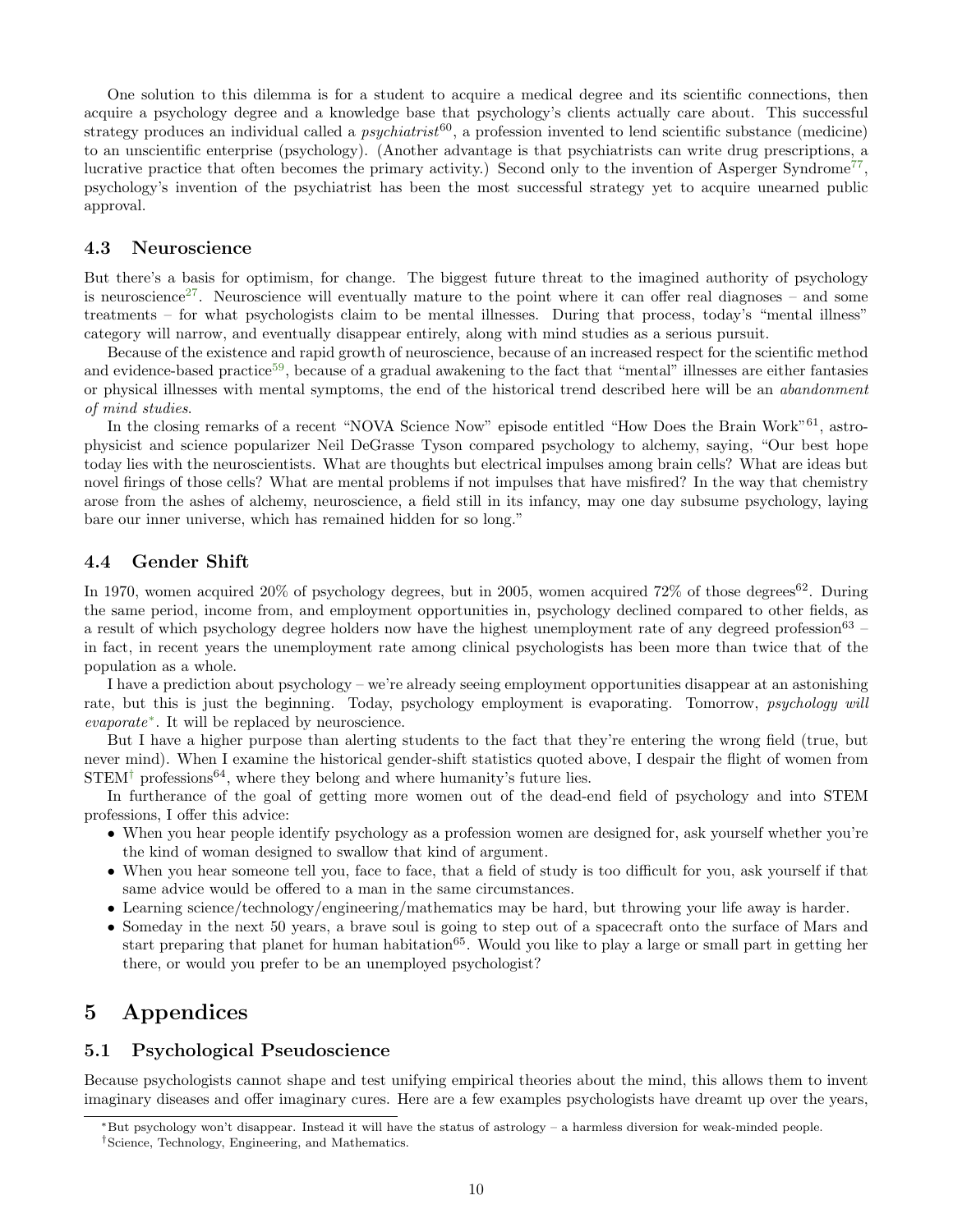One solution to this dilemma is for a student to acquire a medical degree and its scientific connections, then acquire a psychology degree and a knowledge base that psychology's clients actually care about. This successful strategy produces an individual called a *psychiatrist*[60], a profession invented to lend scientific substance (medicine) to an unscientific enterprise (psychology). (Another advantage is that psychiatrists can write drug prescriptions, a lucrative practice that often becomes the primary activity.) Second only to the invention of Asperger Syndrome[77], psychology's invention of the psychiatrist has been the most successful strategy yet to acquire unearned public approval.

### 4.3 Neuroscience

But there's a basis for optimism, for change. The biggest future threat to the imagined authority of psychology is neuroscience[27]. Neuroscience will eventually mature to the point where it can offer real diagnoses – and some treatments – for what psychologists claim to be mental illnesses. During that process, today's "mental illness" category will narrow, and eventually disappear entirely, along with mind studies as a serious pursuit.

Because of the existence and rapid growth of neuroscience, because of an increased respect for the scientific method and evidence-based practice[59], because of a gradual awakening to the fact that "mental" illnesses are either fantasies or physical illnesses with mental symptoms, the end of the historical trend described here will be an *abandonment of mind studies*.

In the closing remarks of a recent "NOVA Science Now" episode entitled "How Does the Brain Work"[61], astrophysicist and science popularizer Neil DeGrasse Tyson compared psychology to alchemy, saying, "Our best hope today lies with the neuroscientists. What are thoughts but electrical impulses among brain cells? What are ideas but novel firings of those cells? What are mental problems if not impulses that have misfired? In the way that chemistry arose from the ashes of alchemy, neuroscience, a field still in its infancy, may one day subsume psychology, laying bare our inner universe, which has remained hidden for so long."

### 4.4 Gender Shift

In 1970, women acquired 20% of psychology degrees, but in 2005, women acquired 72% of those degrees[62]. During the same period, income from, and employment opportunities in, psychology declined compared to other fields, as a result of which psychology degree holders now have the highest unemployment rate of any degreed profession[63] – in fact, in recent years the unemployment rate among clinical psychologists has been more than twice that of the population as a whole.

I have a prediction about psychology – we're already seeing employment opportunities disappear at an astonishing rate, but this is just the beginning. Today, psychology employment is evaporating. Tomorrow, *psychology will evaporate*[*]. It will be replaced by neuroscience.

But I have a higher purpose than alerting students to the fact that they're entering the wrong field (true, but never mind). When I examine the historical gender-shift statistics quoted above, I despair the flight of women from STEM[†] professions[64], where they belong and where humanity's future lies.

In furtherance of the goal of getting more women out of the dead-end field of psychology and into STEM professions, I offer this advice:

- When you hear people identify psychology as a profession women are designed for, ask yourself whether you're the kind of woman designed to swallow that kind of argument.
- When you hear someone tell you, face to face, that a field of study is too difficult for you, ask yourself if that same advice would be offered to a man in the same circumstances.
- Learning science/technology/engineering/mathematics may be hard, but throwing your life away is harder.
- Someday in the next 50 years, a brave soul is going to step out of a spacecraft onto the surface of Mars and start preparing that planet for human habitation[65]. Would you like to play a large or small part in getting her there, or would you prefer to be an unemployed psychologist?

## 5 Appendices

### 5.1 Psychological Pseudoscience

Because psychologists cannot shape and test unifying empirical theories about the mind, this allows them to invent imaginary diseases and offer imaginary cures. Here are a few examples psychologists have dreamt up over the years,

---

[*] But psychology won't disappear. Instead it will have the status of astrology – a harmless diversion for weak-minded people.

[†] Science, Technology, Engineering, and Mathematics.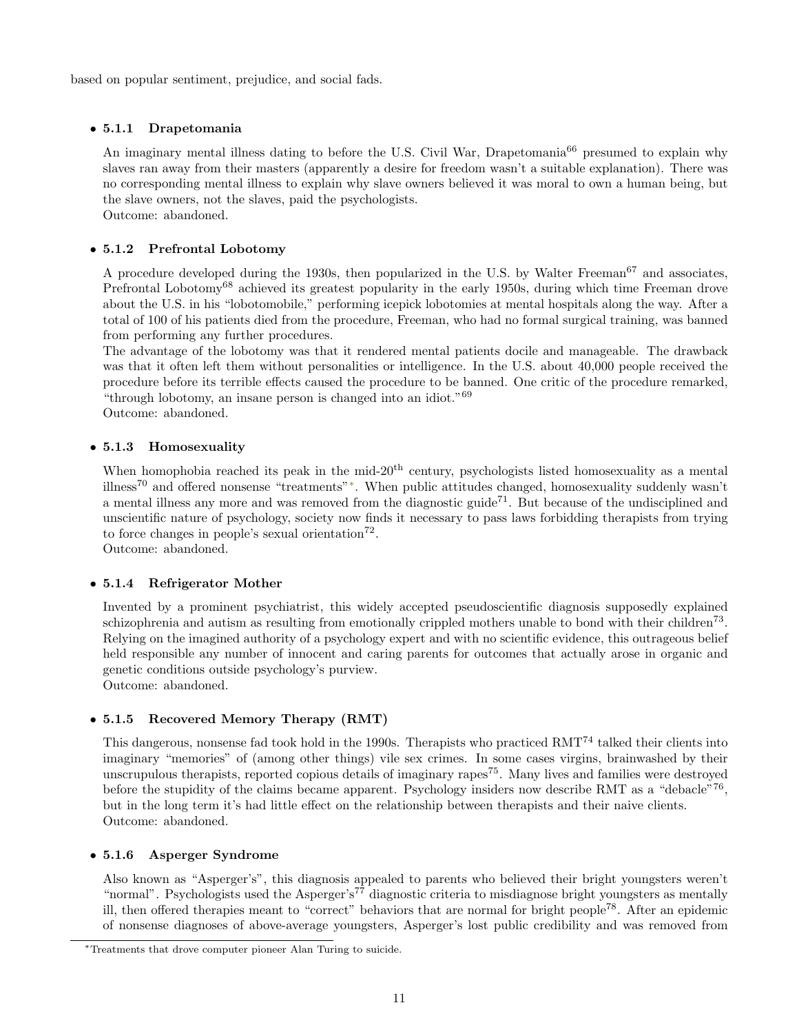based on popular sentiment, prejudice, and social fads.

- **5.1.1 Drapetomania**

  An imaginary mental illness dating to before the U.S. Civil War, Drapetomania[66] presumed to explain why slaves ran away from their masters (apparently a desire for freedom wasn't a suitable explanation). There was no corresponding mental illness to explain why slave owners believed it was moral to own a human being, but the slave owners, not the slaves, paid the psychologists.
  Outcome: abandoned.

- **5.1.2 Prefrontal Lobotomy**

  A procedure developed during the 1930s, then popularized in the U.S. by Walter Freeman[67] and associates, Prefrontal Lobotomy[68] achieved its greatest popularity in the early 1950s, during which time Freeman drove about the U.S. in his "lobotomobile," performing icepick lobotomies at mental hospitals along the way. After a total of 100 of his patients died from the procedure, Freeman, who had no formal surgical training, was banned from performing any further procedures.
  The advantage of the lobotomy was that it rendered mental patients docile and manageable. The drawback was that it often left them without personalities or intelligence. In the U.S. about 40,000 people received the procedure before its terrible effects caused the procedure to be banned. One critic of the procedure remarked, "through lobotomy, an insane person is changed into an idiot."[69]
  Outcome: abandoned.

- **5.1.3 Homosexuality**

  When homophobia reached its peak in the mid-20$^{\text{th}}$ century, psychologists listed homosexuality as a mental illness[70] and offered nonsense "treatments"[*]. When public attitudes changed, homosexuality suddenly wasn't a mental illness any more and was removed from the diagnostic guide[71]. But because of the undisciplined and unscientific nature of psychology, society now finds it necessary to pass laws forbidding therapists from trying to force changes in people's sexual orientation[72].
  Outcome: abandoned.

- **5.1.4 Refrigerator Mother**

  Invented by a prominent psychiatrist, this widely accepted pseudoscientific diagnosis supposedly explained schizophrenia and autism as resulting from emotionally crippled mothers unable to bond with their children[73]. Relying on the imagined authority of a psychology expert and with no scientific evidence, this outrageous belief held responsible any number of innocent and caring parents for outcomes that actually arose in organic and genetic conditions outside psychology's purview.
  Outcome: abandoned.

- **5.1.5 Recovered Memory Therapy (RMT)**

  This dangerous, nonsense fad took hold in the 1990s. Therapists who practiced RMT[74] talked their clients into imaginary "memories" of (among other things) vile sex crimes. In some cases virgins, brainwashed by their unscrupulous therapists, reported copious details of imaginary rapes[75]. Many lives and families were destroyed before the stupidity of the claims became apparent. Psychology insiders now describe RMT as a "debacle"[76], but in the long term it's had little effect on the relationship between therapists and their naive clients.
  Outcome: abandoned.

- **5.1.6 Asperger Syndrome**

  Also known as "Asperger's", this diagnosis appealed to parents who believed their bright youngsters weren't "normal". Psychologists used the Asperger's[77] diagnostic criteria to misdiagnose bright youngsters as mentally ill, then offered therapies meant to "correct" behaviors that are normal for bright people[78]. After an epidemic of nonsense diagnoses of above-average youngsters, Asperger's lost public credibility and was removed from

---

[*] Treatments that drove computer pioneer Alan Turing to suicide.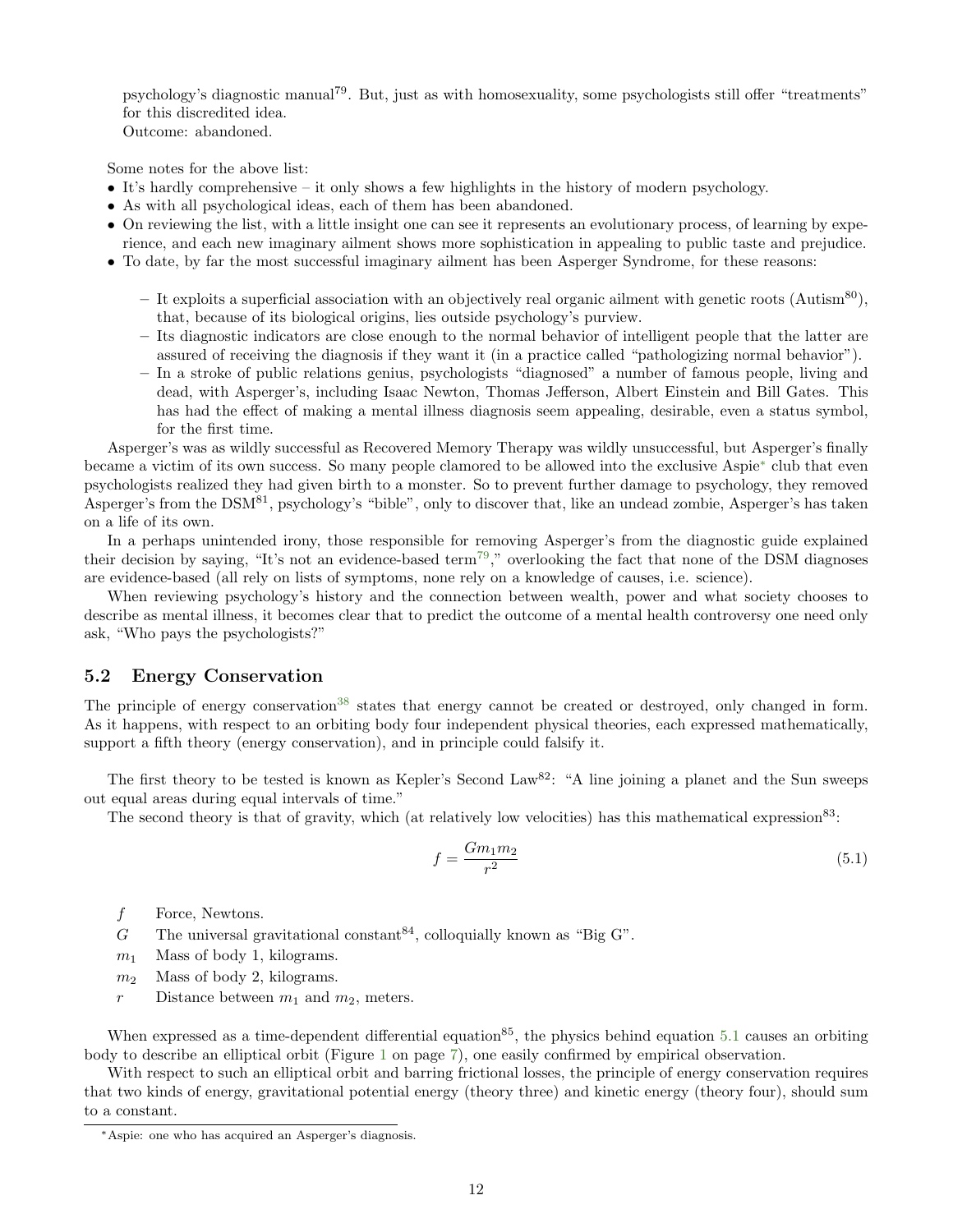psychology's diagnostic manual[79]. But, just as with homosexuality, some psychologists still offer "treatments" for this discredited idea.
Outcome: abandoned.

Some notes for the above list:

- It's hardly comprehensive – it only shows a few highlights in the history of modern psychology.
- As with all psychological ideas, each of them has been abandoned.
- On reviewing the list, with a little insight one can see it represents an evolutionary process, of learning by experience, and each new imaginary ailment shows more sophistication in appealing to public taste and prejudice.
- To date, by far the most successful imaginary ailment has been Asperger Syndrome, for these reasons:
  - It exploits a superficial association with an objectively real organic ailment with genetic roots (Autism[80]), that, because of its biological origins, lies outside psychology's purview.
  - Its diagnostic indicators are close enough to the normal behavior of intelligent people that the latter are assured of receiving the diagnosis if they want it (in a practice called "pathologizing normal behavior").
  - In a stroke of public relations genius, psychologists "diagnosed" a number of famous people, living and dead, with Asperger's, including Isaac Newton, Thomas Jefferson, Albert Einstein and Bill Gates. This has had the effect of making a mental illness diagnosis seem appealing, desirable, even a status symbol, for the first time.

Asperger's was as wildly successful as Recovered Memory Therapy was wildly unsuccessful, but Asperger's finally became a victim of its own success. So many people clamored to be allowed into the exclusive Aspie* club that even psychologists realized they had given birth to a monster. So to prevent further damage to psychology, they removed Asperger's from the DSM[81], psychology's "bible", only to discover that, like an undead zombie, Asperger's has taken on a life of its own.

In a perhaps unintended irony, those responsible for removing Asperger's from the diagnostic guide explained their decision by saying, "It's not an evidence-based term[79]," overlooking the fact that none of the DSM diagnoses are evidence-based (all rely on lists of symptoms, none rely on a knowledge of causes, i.e. science).

When reviewing psychology's history and the connection between wealth, power and what society chooses to describe as mental illness, it becomes clear that to predict the outcome of a mental health controversy one need only ask, "Who pays the psychologists?"

## 5.2 Energy Conservation

The principle of energy conservation[38] states that energy cannot be created or destroyed, only changed in form. As it happens, with respect to an orbiting body four independent physical theories, each expressed mathematically, support a fifth theory (energy conservation), and in principle could falsify it.

The first theory to be tested is known as Kepler's Second Law[82]: "A line joining a planet and the Sun sweeps out equal areas during equal intervals of time."

The second theory is that of gravity, which (at relatively low velocities) has this mathematical expression[83]:

$$f = \frac{G m_1 m_2}{r^2} \tag{5.1}$$

- $f$ Force, Newtons.
- $G$ The universal gravitational constant[84], colloquially known as "Big G".
- $m_1$ Mass of body 1, kilograms.
- $m_2$ Mass of body 2, kilograms.
- $r$ Distance between $m_1$ and $m_2$, meters.

When expressed as a time-dependent differential equation[85], the physics behind equation 5.1 causes an orbiting body to describe an elliptical orbit (Figure 1 on page 7), one easily confirmed by empirical observation.

With respect to such an elliptical orbit and barring frictional losses, the principle of energy conservation requires that two kinds of energy, gravitational potential energy (theory three) and kinetic energy (theory four), should sum to a constant.

*Aspie: one who has acquired an Asperger's diagnosis.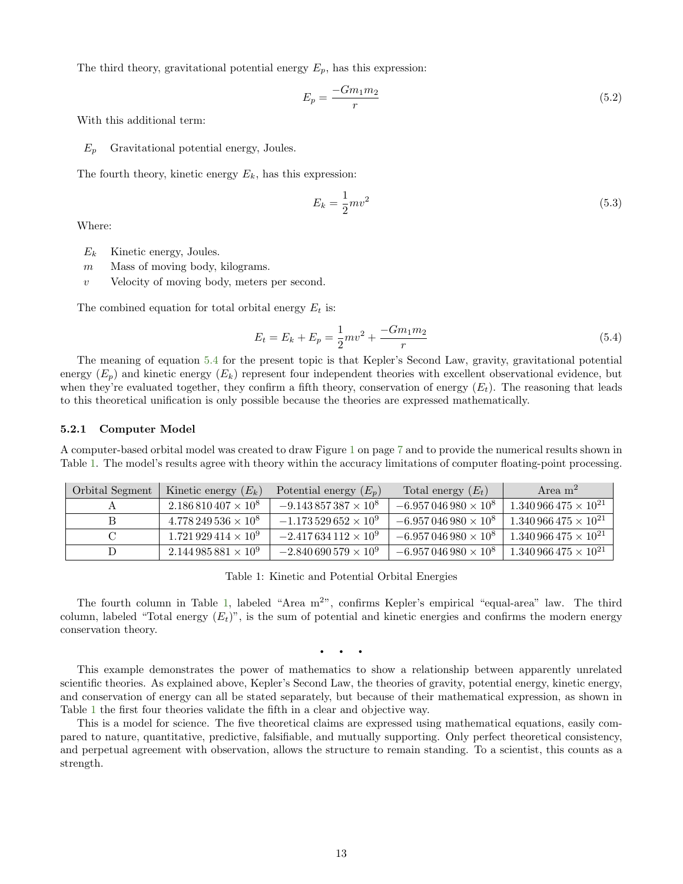The third theory, gravitational potential energy $E_p$, has this expression:

$$E_p = \frac{-Gm_1m_2}{r} \tag{5.2}$$

With this additional term:

$E_p$ Gravitational potential energy, Joules.

The fourth theory, kinetic energy $E_k$, has this expression:

$$E_k = \frac{1}{2}mv^2 \tag{5.3}$$

Where:

$E_k$ Kinetic energy, Joules.

$m$ Mass of moving body, kilograms.

$v$ Velocity of moving body, meters per second.

The combined equation for total orbital energy $E_t$ is:

$$E_t = E_k + E_p = \frac{1}{2}mv^2 + \frac{-Gm_1m_2}{r} \tag{5.4}$$

The meaning of equation 5.4 for the present topic is that Kepler's Second Law, gravity, gravitational potential energy ($E_p$) and kinetic energy ($E_k$) represent four independent theories with excellent observational evidence, but when they're evaluated together, they confirm a fifth theory, conservation of energy ($E_t$). The reasoning that leads to this theoretical unification is only possible because the theories are expressed mathematically.

### 5.2.1 Computer Model

A computer-based orbital model was created to draw Figure 1 on page 7 and to provide the numerical results shown in Table 1. The model's results agree with theory within the accuracy limitations of computer floating-point processing.

| Orbital Segment | Kinetic energy ($E_k$) | Potential energy ($E_p$) | Total energy ($E_t$) | Area m$^2$ |
|---|---|---|---|---|
| A | $2.186\,810\,407 \times 10^{8}$ | $-9.143\,857\,387 \times 10^{8}$ | $-6.957\,046\,980 \times 10^{8}$ | $1.340\,966\,475 \times 10^{21}$ |
| B | $4.778\,249\,536 \times 10^{8}$ | $-1.173\,529\,652 \times 10^{9}$ | $-6.957\,046\,980 \times 10^{8}$ | $1.340\,966\,475 \times 10^{21}$ |
| C | $1.721\,929\,414 \times 10^{9}$ | $-2.417\,634\,112 \times 10^{9}$ | $-6.957\,046\,980 \times 10^{8}$ | $1.340\,966\,475 \times 10^{21}$ |
| D | $2.144\,985\,881 \times 10^{9}$ | $-2.840\,690\,579 \times 10^{9}$ | $-6.957\,046\,980 \times 10^{8}$ | $1.340\,966\,475 \times 10^{21}$ |

Table 1: Kinetic and Potential Orbital Energies

The fourth column in Table 1, labeled "Area m$^2$", confirms Kepler's empirical "equal-area" law. The third column, labeled "Total energy ($E_t$)", is the sum of potential and kinetic energies and confirms the modern energy conservation theory.

• • •

This example demonstrates the power of mathematics to show a relationship between apparently unrelated scientific theories. As explained above, Kepler's Second Law, the theories of gravity, potential energy, kinetic energy, and conservation of energy can all be stated separately, but because of their mathematical expression, as shown in Table 1 the first four theories validate the fifth in a clear and objective way.

This is a model for science. The five theoretical claims are expressed using mathematical equations, easily compared to nature, quantitative, predictive, falsifiable, and mutually supporting. Only perfect theoretical consistency, and perpetual agreement with observation, allows the structure to remain standing. To a scientist, this counts as a strength.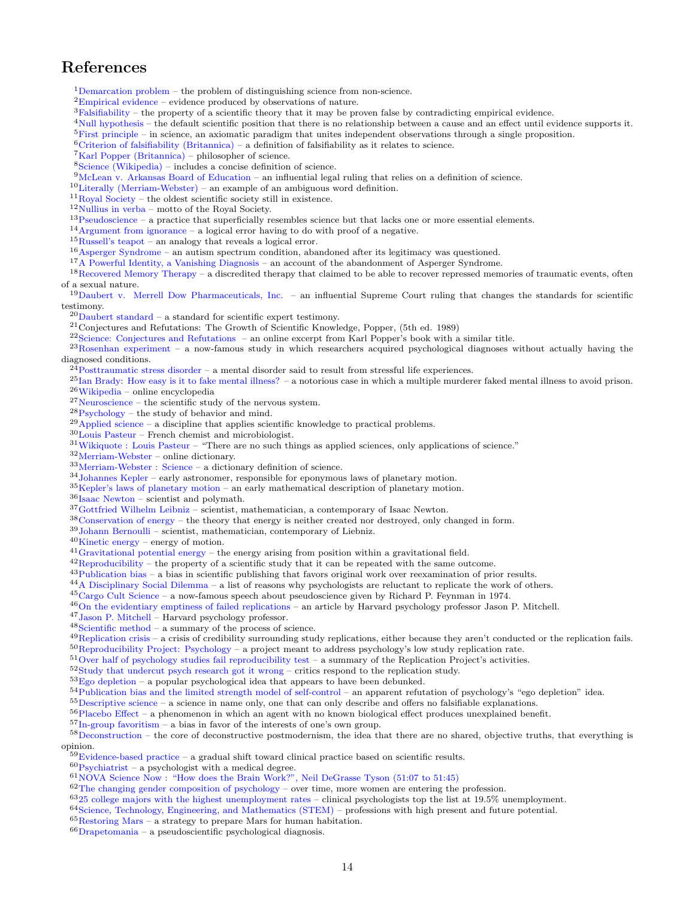# References

[1]Demarcation problem – the problem of distinguishing science from non-science.

[2]Empirical evidence – evidence produced by observations of nature.

[3]Falsifiability – the property of a scientific theory that it may be proven false by contradicting empirical evidence.

[4]Null hypothesis – the default scientific position that there is no relationship between a cause and an effect until evidence supports it.

[5]First principle – in science, an axiomatic paradigm that unites independent observations through a single proposition.

[6]Criterion of falsifiability (Britannica) – a definition of falsifiability as it relates to science.

[7]Karl Popper (Britannica) – philosopher of science.

[8]Science (Wikipedia) – includes a concise definition of science.

[9]McLean v. Arkansas Board of Education – an influential legal ruling that relies on a definition of science.

[10]Literally (Merriam-Webster) – an example of an ambiguous word definition.

[11]Royal Society – the oldest scientific society still in existence.

[12]Nullius in verba – motto of the Royal Society.

[13]Pseudoscience – a practice that superficially resembles science but that lacks one or more essential elements.

[14]Argument from ignorance – a logical error having to do with proof of a negative.

[15]Russell's teapot – an analogy that reveals a logical error.

[16]Asperger Syndrome – an autism spectrum condition, abandoned after its legitimacy was questioned.

[17]A Powerful Identity, a Vanishing Diagnosis – an account of the abandonment of Asperger Syndrome.

[18]Recovered Memory Therapy – a discredited therapy that claimed to be able to recover repressed memories of traumatic events, often of a sexual nature.

[19]Daubert v. Merrell Dow Pharmaceuticals, Inc. – an influential Supreme Court ruling that changes the standards for scientific testimony.

[20]Daubert standard – a standard for scientific expert testimony.

[21]Conjectures and Refutations: The Growth of Scientific Knowledge, Popper, (5th ed. 1989)

[22]Science: Conjectures and Refutations – an online excerpt from Karl Popper's book with a similar title.

[23]Rosenhan experiment – a now-famous study in which researchers acquired psychological diagnoses without actually having the diagnosed conditions.

[24]Posttraumatic stress disorder – a mental disorder said to result from stressful life experiences.

[25]Ian Brady: How easy is it to fake mental illness? – a notorious case in which a multiple murderer faked mental illness to avoid prison.

[26]Wikipedia – online encyclopedia

[27]Neuroscience – the scientific study of the nervous system.

[28]Psychology – the study of behavior and mind.

[29]Applied science – a discipline that applies scientific knowledge to practical problems.

[30]Louis Pasteur – French chemist and microbiologist.

[31]Wikiquote : Louis Pasteur – "There are no such things as applied sciences, only applications of science."

[32]Merriam-Webster – online dictionary.

[33]Merriam-Webster : Science – a dictionary definition of science.

[34]Johannes Kepler – early astronomer, responsible for eponymous laws of planetary motion.

[35]Kepler's laws of planetary motion – an early mathematical description of planetary motion.

[36]Isaac Newton – scientist and polymath.

[37]Gottfried Wilhelm Leibniz – scientist, mathematician, a contemporary of Isaac Newton.

[38]Conservation of energy – the theory that energy is neither created nor destroyed, only changed in form.

[39]Johann Bernoulli – scientist, mathematician, contemporary of Liebniz.

[40]Kinetic energy – energy of motion.

[41]Gravitational potential energy – the energy arising from position within a gravitational field.

[42]Reproducibility – the property of a scientific study that it can be repeated with the same outcome.

[43]Publication bias – a bias in scientific publishing that favors original work over reexamination of prior results.

[44]A Disciplinary Social Dilemma – a list of reasons why psychologists are reluctant to replicate the work of others.

[45]Cargo Cult Science – a now-famous speech about pseudoscience given by Richard P. Feynman in 1974.

[46]On the evidentiary emptiness of failed replications – an article by Harvard psychology professor Jason P. Mitchell.

[47]Jason P. Mitchell – Harvard psychology professor.

[48]Scientific method – a summary of the process of science.

[49]Replication crisis – a crisis of credibility surrounding study replications, either because they aren't conducted or the replication fails.

[50]Reproducibility Project: Psychology – a project meant to address psychology's low study replication rate.

[51]Over half of psychology studies fail reproducibility test – a summary of the Replication Project's activities.

[52]Study that undercut psych research got it wrong – critics respond to the replication study.

[53]Ego depletion – a popular psychological idea that appears to have been debunked.

[54]Publication bias and the limited strength model of self-control – an apparent refutation of psychology's "ego depletion" idea.

[55]Descriptive science – a science in name only, one that can only describe and offers no falsifiable explanations.

[56]Placebo Effect – a phenomenon in which an agent with no known biological effect produces unexplained benefit.

[57]In-group favoritism – a bias in favor of the interests of one's own group.

[58]Deconstruction – the core of deconstructive postmodernism, the idea that there are no shared, objective truths, that everything is opinion.

[59]Evidence-based practice – a gradual shift toward clinical practice based on scientific results.

[60]Psychiatrist – a psychologist with a medical degree.

[61]NOVA Science Now : "How does the Brain Work?", Neil DeGrasse Tyson (51:07 to 51:45)

[62]The changing gender composition of psychology – over time, more women are entering the profession.

[63]25 college majors with the highest unemployment rates – clinical psychologists top the list at 19.5% unemployment.

[64]Science, Technology, Engineering, and Mathematics (STEM) – professions with high present and future potential.

[65]Restoring Mars – a strategy to prepare Mars for human habitation.

[66]Drapetomania – a pseudoscientific psychological diagnosis.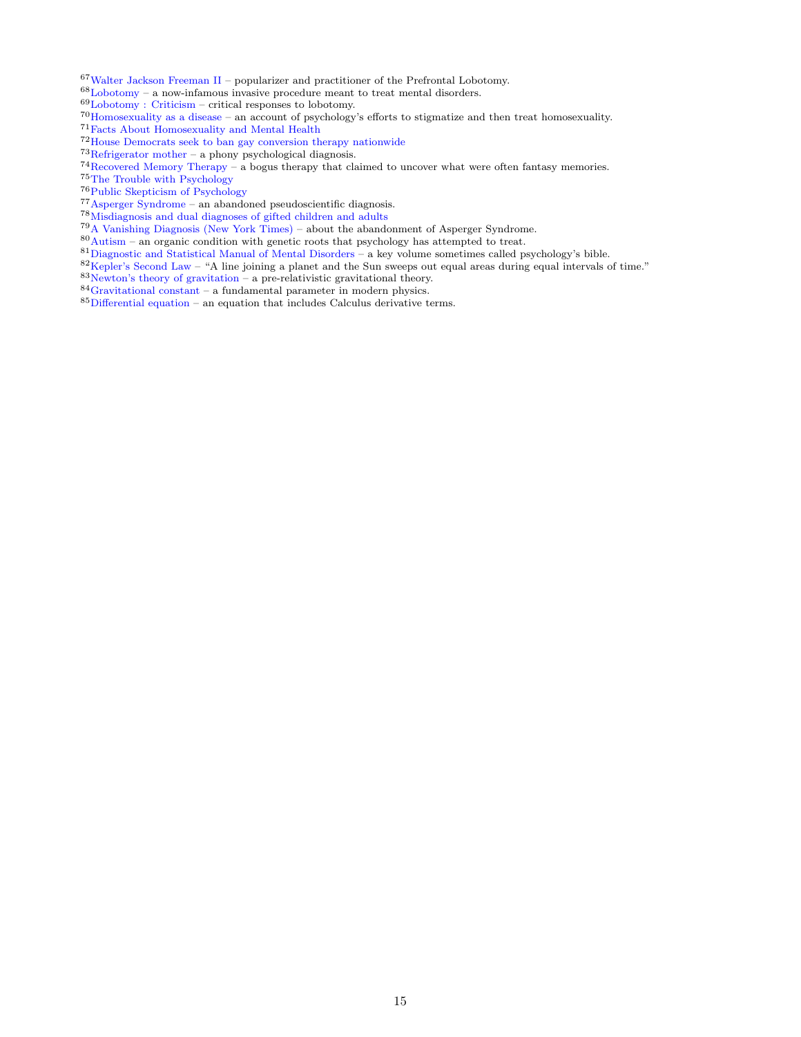[67]Walter Jackson Freeman II – popularizer and practitioner of the Prefrontal Lobotomy.
[68]Lobotomy – a now-infamous invasive procedure meant to treat mental disorders.
[69]Lobotomy : Criticism – critical responses to lobotomy.
[70]Homosexuality as a disease – an account of psychology's efforts to stigmatize and then treat homosexuality.
[71]Facts About Homosexuality and Mental Health
[72]House Democrats seek to ban gay conversion therapy nationwide
[73]Refrigerator mother – a phony psychological diagnosis.
[74]Recovered Memory Therapy – a bogus therapy that claimed to uncover what were often fantasy memories.
[75]The Trouble with Psychology
[76]Public Skepticism of Psychology
[77]Asperger Syndrome – an abandoned pseudoscientific diagnosis.
[78]Misdiagnosis and dual diagnoses of gifted children and adults
[79]A Vanishing Diagnosis (New York Times) – about the abandonment of Asperger Syndrome.
[80]Autism – an organic condition with genetic roots that psychology has attempted to treat.
[81]Diagnostic and Statistical Manual of Mental Disorders – a key volume sometimes called psychology's bible.
[82]Kepler's Second Law – "A line joining a planet and the Sun sweeps out equal areas during equal intervals of time."
[83]Newton's theory of gravitation – a pre-relativistic gravitational theory.
[84]Gravitational constant – a fundamental parameter in modern physics.
[85]Differential equation – an equation that includes Calculus derivative terms.